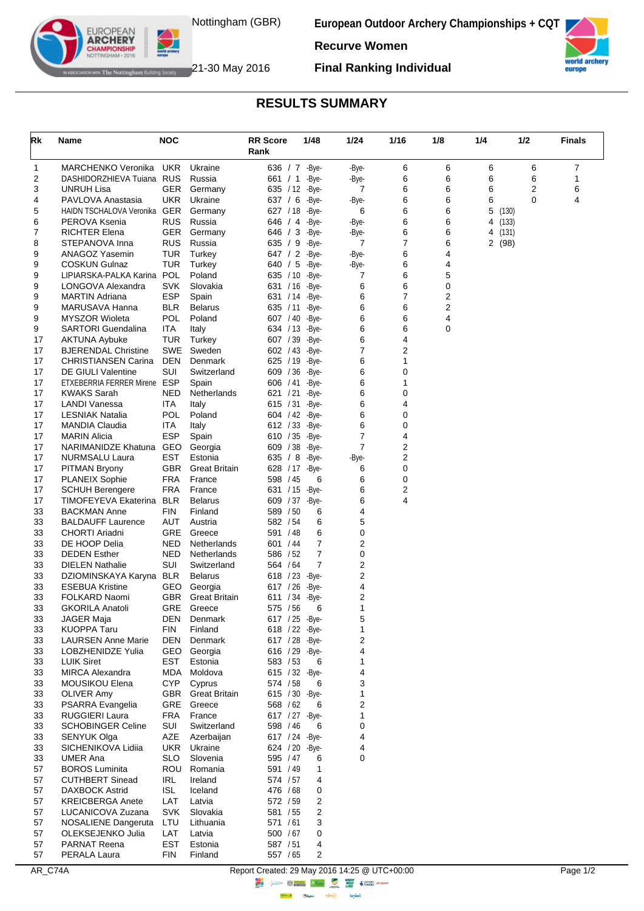Nottingham (GBR)

21-30 May 2016

**European Outdoor Archery Championships + CQT**

**Recurve Women**

**Final Ranking Individual**

## RESULTS SUMMARY

| Rk | Name | NOC | | RR Score Rank | 1/48 | 1/24 | 1/16 | 1/8 | 1/4 | 1/2 | Finals |
|---|---|---|---|---|---|---|---|---|---|---|---|
| 1 | MARCHENKO Veronika | UKR | Ukraine | 636 / 7 | -Bye- | -Bye- | 6 | 6 | 6 | 6 | 7 |
| 2 | DASHIDORZHIEVA Tuiana | RUS | Russia | 661 / 1 | -Bye- | -Bye- | 6 | 6 | 6 | 6 | 1 |
| 3 | UNRUH Lisa | GER | Germany | 635 / 12 | -Bye- | 7 | 6 | 6 | 6 | 2 | 6 |
| 4 | PAVLOVA Anastasia | UKR | Ukraine | 637 / 6 | -Bye- | -Bye- | 6 | 6 | 6 | 0 | 4 |
| 5 | HAIDN TSCHALOVA Veronika | GER | Germany | 627 / 18 | -Bye- | 6 | 6 | 6 | 5 (130) | | |
| 6 | PEROVA Ksenia | RUS | Russia | 646 / 4 | -Bye- | -Bye- | 6 | 6 | 4 (133) | | |
| 7 | RICHTER Elena | GER | Germany | 646 / 3 | -Bye- | -Bye- | 6 | 6 | 4 (131) | | |
| 8 | STEPANOVA Inna | RUS | Russia | 635 / 9 | -Bye- | 7 | 7 | 6 | 2 (98) | | |
| 9 | ANAGOZ Yasemin | TUR | Turkey | 647 / 2 | -Bye- | -Bye- | 6 | 4 | | | |
| 9 | COSKUN Gulnaz | TUR | Turkey | 640 / 5 | -Bye- | -Bye- | 6 | 4 | | | |
| 9 | LIPIARSKA-PALKA Karina | POL | Poland | 635 / 10 | -Bye- | 7 | 6 | 5 | | | |
| 9 | LONGOVA Alexandra | SVK | Slovakia | 631 / 16 | -Bye- | 6 | 6 | 0 | | | |
| 9 | MARTIN Adriana | ESP | Spain | 631 / 14 | -Bye- | 6 | 7 | 2 | | | |
| 9 | MARUSAVA Hanna | BLR | Belarus | 635 / 11 | -Bye- | 6 | 6 | 2 | | | |
| 9 | MYSZOR Wioleta | POL | Poland | 607 / 40 | -Bye- | 6 | 6 | 4 | | | |
| 9 | SARTORI Guendalina | ITA | Italy | 634 / 13 | -Bye- | 6 | 6 | 0 | | | |
| 17 | AKTUNA Aybuke | TUR | Turkey | 607 / 39 | -Bye- | 6 | 4 | | | | |
| 17 | BJERENDAL Christine | SWE | Sweden | 602 / 43 | -Bye- | 7 | 2 | | | | |
| 17 | CHRISTIANSEN Carina | DEN | Denmark | 625 / 19 | -Bye- | 6 | 1 | | | | |
| 17 | DE GIULI Valentine | SUI | Switzerland | 609 / 36 | -Bye- | 6 | 0 | | | | |
| 17 | ETXEBERRIA FERRER Mirene | ESP | Spain | 606 / 41 | -Bye- | 6 | 1 | | | | |
| 17 | KWAKS Sarah | NED | Netherlands | 621 / 21 | -Bye- | 6 | 0 | | | | |
| 17 | LANDI Vanessa | ITA | Italy | 615 / 31 | -Bye- | 6 | 4 | | | | |
| 17 | LESNIAK Natalia | POL | Poland | 604 / 42 | -Bye- | 6 | 0 | | | | |
| 17 | MANDIA Claudia | ITA | Italy | 612 / 33 | -Bye- | 6 | 0 | | | | |
| 17 | MARIN Alicia | ESP | Spain | 610 / 35 | -Bye- | 7 | 4 | | | | |
| 17 | NARIMANIDZE Khatuna | GEO | Georgia | 609 / 38 | -Bye- | 7 | 2 | | | | |
| 17 | NURMSALU Laura | EST | Estonia | 635 / 8 | -Bye- | -Bye- | 2 | | | | |
| 17 | PITMAN Bryony | GBR | Great Britain | 628 / 17 | -Bye- | 6 | 0 | | | | |
| 17 | PLANEIX Sophie | FRA | France | 598 / 45 | 6 | 6 | 0 | | | | |
| 17 | SCHUH Berengere | FRA | France | 631 / 15 | -Bye- | 6 | 2 | | | | |
| 17 | TIMOFEYEVA Ekaterina | BLR | Belarus | 609 / 37 | -Bye- | 6 | 4 | | | | |
| 33 | BACKMAN Anne | FIN | Finland | 589 / 50 | 6 | 4 | | | | | |
| 33 | BALDAUFF Laurence | AUT | Austria | 582 / 54 | 6 | 5 | | | | | |
| 33 | CHORTI Ariadni | GRE | Greece | 591 / 48 | 6 | 0 | | | | | |
| 33 | DE HOOP Delia | NED | Netherlands | 601 / 44 | 7 | 2 | | | | | |
| 33 | DEDEN Esther | NED | Netherlands | 586 / 52 | 7 | 0 | | | | | |
| 33 | DIELEN Nathalie | SUI | Switzerland | 564 / 64 | 7 | 2 | | | | | |
| 33 | DZIOMINSKAYA Karyna | BLR | Belarus | 618 / 23 | -Bye- | 2 | | | | | |
| 33 | ESEBUA Kristine | GEO | Georgia | 617 / 26 | -Bye- | 4 | | | | | |
| 33 | FOLKARD Naomi | GBR | Great Britain | 611 / 34 | -Bye- | 2 | | | | | |
| 33 | GKORILA Anatoli | GRE | Greece | 575 / 56 | 6 | 1 | | | | | |
| 33 | JAGER Maja | DEN | Denmark | 617 / 25 | -Bye- | 5 | | | | | |
| 33 | KUOPPA Taru | FIN | Finland | 618 / 22 | -Bye- | 1 | | | | | |
| 33 | LAURSEN Anne Marie | DEN | Denmark | 617 / 28 | -Bye- | 2 | | | | | |
| 33 | LOBZHENIDZE Yulia | GEO | Georgia | 616 / 29 | -Bye- | 4 | | | | | |
| 33 | LUIK Siret | EST | Estonia | 583 / 53 | 6 | 1 | | | | | |
| 33 | MIRCA Alexandra | MDA | Moldova | 615 / 32 | -Bye- | 4 | | | | | |
| 33 | MOUSIKOU Elena | CYP | Cyprus | 574 / 58 | 6 | 3 | | | | | |
| 33 | OLIVER Amy | GBR | Great Britain | 615 / 30 | -Bye- | 1 | | | | | |
| 33 | PSARRA Evangelia | GRE | Greece | 568 / 62 | 6 | 2 | | | | | |
| 33 | RUGGIERI Laura | FRA | France | 617 / 27 | -Bye- | 1 | | | | | |
| 33 | SCHOBINGER Celine | SUI | Switzerland | 598 / 46 | 6 | 0 | | | | | |
| 33 | SENYUK Olga | AZE | Azerbaijan | 617 / 24 | -Bye- | 4 | | | | | |
| 33 | SICHENIKOVA Lidiia | UKR | Ukraine | 624 / 20 | -Bye- | 4 | | | | | |
| 33 | UMER Ana | SLO | Slovenia | 595 / 47 | 6 | 0 | | | | | |
| 57 | BOROS Luminita | ROU | Romania | 591 / 49 | 1 | | | | | | |
| 57 | CUTHBERT Sinead | IRL | Ireland | 574 / 57 | 4 | | | | | | |
| 57 | DAXBOCK Astrid | ISL | Iceland | 476 / 68 | 0 | | | | | | |
| 57 | KREICBERGA Anete | LAT | Latvia | 572 / 59 | 2 | | | | | | |
| 57 | LUCANICOVA Zuzana | SVK | Slovakia | 581 / 55 | 2 | | | | | | |
| 57 | NOSALIENE Dangeruta | LTU | Lithuania | 571 / 61 | 3 | | | | | | |
| 57 | OLEKSEJENKO Julia | LAT | Latvia | 500 / 67 | 0 | | | | | | |
| 57 | PARNAT Reena | EST | Estonia | 587 / 51 | 4 | | | | | | |
| 57 | PERALA Laura | FIN | Finland | 557 / 65 | 2 | | | | | | |

AR_C74A — Report Created: 29 May 2016 14:25 @ UTC+00:00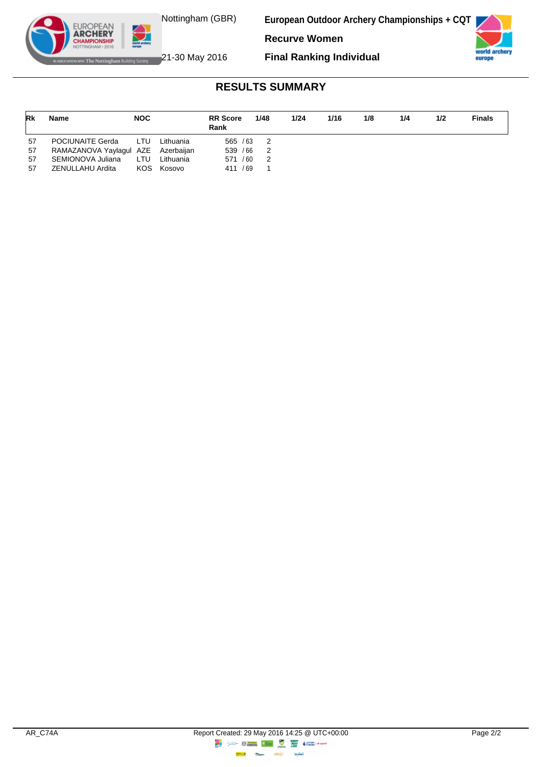## RESULTS SUMMARY

| Rk | Name | NOC | | RR Score Rank | 1/48 | 1/24 | 1/16 | 1/8 | 1/4 | 1/2 | Finals |
|---|---|---|---|---|---|---|---|---|---|---|---|
| 57 | POCIUNAITE Gerda | LTU | Lithuania | 565 / 63 | 2 | | | | | | |
| 57 | RAMAZANOVA Yaylagul | AZE | Azerbaijan | 539 / 66 | 2 | | | | | | |
| 57 | SEMIONOVA Juliana | LTU | Lithuania | 571 / 60 | 2 | | | | | | |
| 57 | ZENULLAHU Ardita | KOS | Kosovo | 411 / 69 | 1 | | | | | | |

AR_C74A

Report Created: 29 May 2016 14:25 @ UTC+00:00